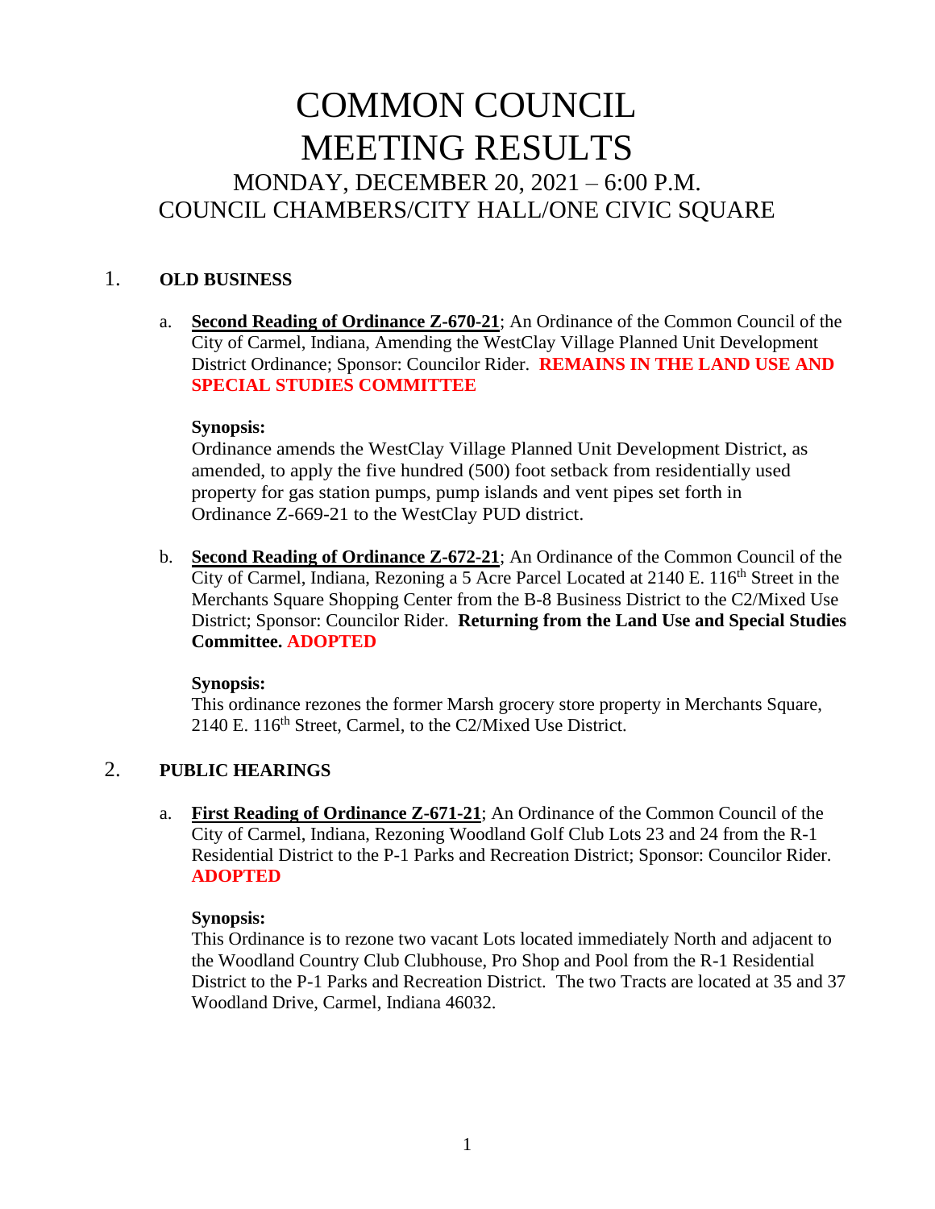# COMMON COUNCIL MEETING RESULTS

## MONDAY, DECEMBER 20, 2021 – 6:00 P.M.
## COUNCIL CHAMBERS/CITY HALL/ONE CIVIC SQUARE

1. **OLD BUSINESS**

   a. **Second Reading of Ordinance Z-670-21**; An Ordinance of the Common Council of the City of Carmel, Indiana, Amending the WestClay Village Planned Unit Development District Ordinance; Sponsor: Councilor Rider. **REMAINS IN THE LAND USE AND SPECIAL STUDIES COMMITTEE**

      **Synopsis:**
      Ordinance amends the WestClay Village Planned Unit Development District, as amended, to apply the five hundred (500) foot setback from residentially used property for gas station pumps, pump islands and vent pipes set forth in Ordinance Z-669-21 to the WestClay PUD district.

   b. **Second Reading of Ordinance Z-672-21**; An Ordinance of the Common Council of the City of Carmel, Indiana, Rezoning a 5 Acre Parcel Located at 2140 E. 116th Street in the Merchants Square Shopping Center from the B-8 Business District to the C2/Mixed Use District; Sponsor: Councilor Rider. **Returning from the Land Use and Special Studies Committee. ADOPTED**

      **Synopsis:**
      This ordinance rezones the former Marsh grocery store property in Merchants Square, 2140 E. 116th Street, Carmel, to the C2/Mixed Use District.

2. **PUBLIC HEARINGS**

   a. **First Reading of Ordinance Z-671-21**; An Ordinance of the Common Council of the City of Carmel, Indiana, Rezoning Woodland Golf Club Lots 23 and 24 from the R-1 Residential District to the P-1 Parks and Recreation District; Sponsor: Councilor Rider. **ADOPTED**

      **Synopsis:**
      This Ordinance is to rezone two vacant Lots located immediately North and adjacent to the Woodland Country Club Clubhouse, Pro Shop and Pool from the R-1 Residential District to the P-1 Parks and Recreation District. The two Tracts are located at 35 and 37 Woodland Drive, Carmel, Indiana 46032.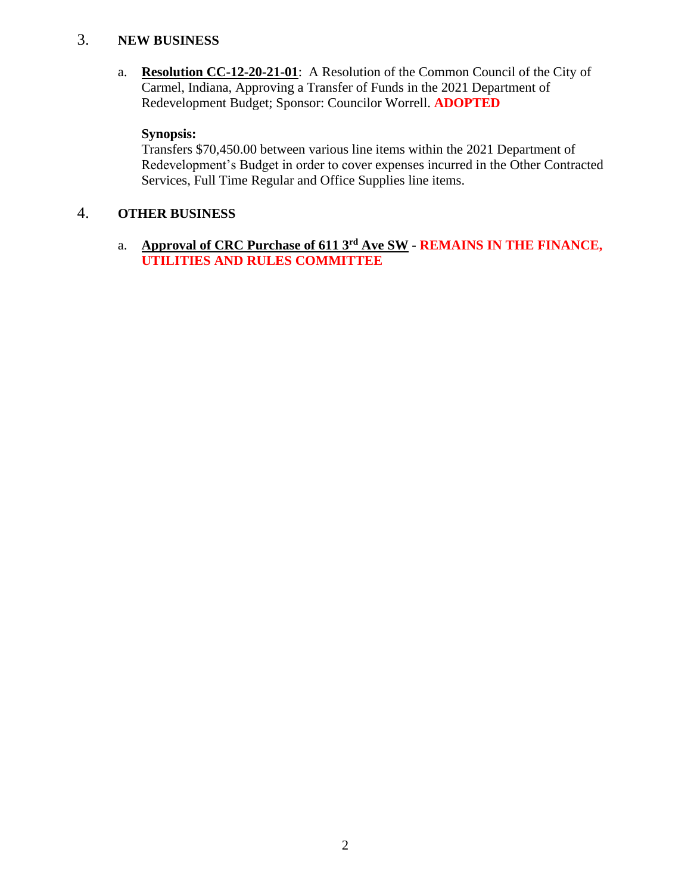## 3. NEW BUSINESS

a. **Resolution CC-12-20-21-01**: A Resolution of the Common Council of the City of Carmel, Indiana, Approving a Transfer of Funds in the 2021 Department of Redevelopment Budget; Sponsor: Councilor Worrell. **ADOPTED**

**Synopsis:**
Transfers $70,450.00 between various line items within the 2021 Department of Redevelopment's Budget in order to cover expenses incurred in the Other Contracted Services, Full Time Regular and Office Supplies line items.

## 4. OTHER BUSINESS

a. **Approval of CRC Purchase of 611 3rd Ave SW** - **REMAINS IN THE FINANCE, UTILITIES AND RULES COMMITTEE**